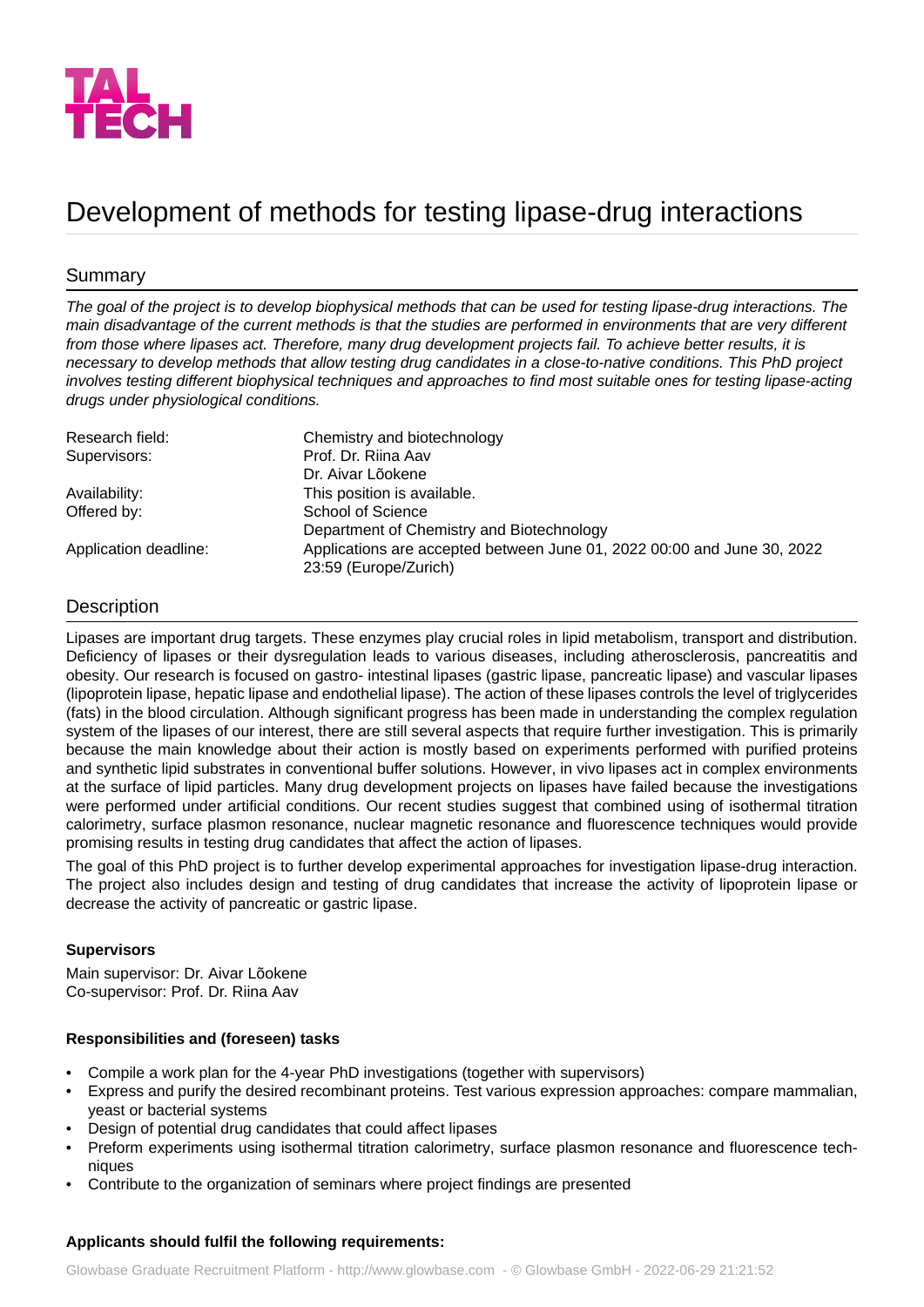# Development of methods for testing lipase-drug interactions

## Summary

*The goal of the project is to develop biophysical methods that can be used for testing lipase-drug interactions. The main disadvantage of the current methods is that the studies are performed in environments that are very different from those where lipases act. Therefore, many drug development projects fail. To achieve better results, it is necessary to develop methods that allow testing drug candidates in a close-to-native conditions. This PhD project involves testing different biophysical techniques and approaches to find most suitable ones for testing lipase-acting drugs under physiological conditions.*

| | |
|---|---|
| Research field: | Chemistry and biotechnology |
| Supervisors: | Prof. Dr. Riina Aav<br>Dr. Aivar Lõokene |
| Availability: | This position is available. |
| Offered by: | School of Science<br>Department of Chemistry and Biotechnology |
| Application deadline: | Applications are accepted between June 01, 2022 00:00 and June 30, 2022 23:59 (Europe/Zurich) |

## Description

Lipases are important drug targets. These enzymes play crucial roles in lipid metabolism, transport and distribution. Deficiency of lipases or their dysregulation leads to various diseases, including atherosclerosis, pancreatitis and obesity. Our research is focused on gastro- intestinal lipases (gastric lipase, pancreatic lipase) and vascular lipases (lipoprotein lipase, hepatic lipase and endothelial lipase). The action of these lipases controls the level of triglycerides (fats) in the blood circulation. Although significant progress has been made in understanding the complex regulation system of the lipases of our interest, there are still several aspects that require further investigation. This is primarily because the main knowledge about their action is mostly based on experiments performed with purified proteins and synthetic lipid substrates in conventional buffer solutions. However, in vivo lipases act in complex environments at the surface of lipid particles. Many drug development projects on lipases have failed because the investigations were performed under artificial conditions. Our recent studies suggest that combined using of isothermal titration calorimetry, surface plasmon resonance, nuclear magnetic resonance and fluorescence techniques would provide promising results in testing drug candidates that affect the action of lipases.

The goal of this PhD project is to further develop experimental approaches for investigation lipase-drug interaction. The project also includes design and testing of drug candidates that increase the activity of lipoprotein lipase or decrease the activity of pancreatic or gastric lipase.

**Supervisors**

Main supervisor: Dr. Aivar Lõokene
Co-supervisor: Prof. Dr. Riina Aav

**Responsibilities and (foreseen) tasks**

- Compile a work plan for the 4-year PhD investigations (together with supervisors)
- Express and purify the desired recombinant proteins. Test various expression approaches: compare mammalian, yeast or bacterial systems
- Design of potential drug candidates that could affect lipases
- Preform experiments using isothermal titration calorimetry, surface plasmon resonance and fluorescence techniques
- Contribute to the organization of seminars where project findings are presented

**Applicants should fulfil the following requirements:**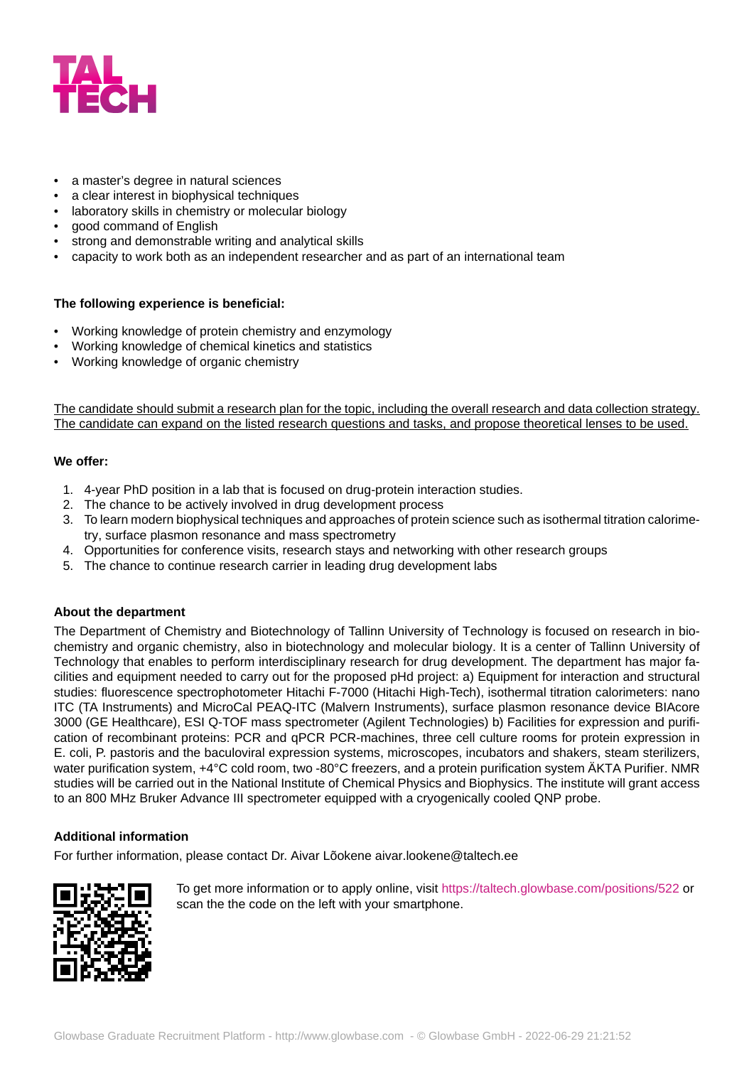- a master's degree in natural sciences
- a clear interest in biophysical techniques
- laboratory skills in chemistry or molecular biology
- good command of English
- strong and demonstrable writing and analytical skills
- capacity to work both as an independent researcher and as part of an international team

**The following experience is beneficial:**

- Working knowledge of protein chemistry and enzymology
- Working knowledge of chemical kinetics and statistics
- Working knowledge of organic chemistry

The candidate should submit a research plan for the topic, including the overall research and data collection strategy. The candidate can expand on the listed research questions and tasks, and propose theoretical lenses to be used.

**We offer:**

1. 4-year PhD position in a lab that is focused on drug-protein interaction studies.
2. The chance to be actively involved in drug development process
3. To learn modern biophysical techniques and approaches of protein science such as isothermal titration calorimetry, surface plasmon resonance and mass spectrometry
4. Opportunities for conference visits, research stays and networking with other research groups
5. The chance to continue research carrier in leading drug development labs

**About the department**

The Department of Chemistry and Biotechnology of Tallinn University of Technology is focused on research in biochemistry and organic chemistry, also in biotechnology and molecular biology. It is a center of Tallinn University of Technology that enables to perform interdisciplinary research for drug development. The department has major facilities and equipment needed to carry out for the proposed pHd project: a) Equipment for interaction and structural studies: fluorescence spectrophotometer Hitachi F-7000 (Hitachi High-Tech), isothermal titration calorimeters: nano ITC (TA Instruments) and MicroCal PEAQ-ITC (Malvern Instruments), surface plasmon resonance device BIAcore 3000 (GE Healthcare), ESI Q-TOF mass spectrometer (Agilent Technologies) b) Facilities for expression and purification of recombinant proteins: PCR and qPCR PCR-machines, three cell culture rooms for protein expression in E. coli, P. pastoris and the baculoviral expression systems, microscopes, incubators and shakers, steam sterilizers, water purification system, +4°C cold room, two -80°C freezers, and a protein purification system ÄKTA Purifier. NMR studies will be carried out in the National Institute of Chemical Physics and Biophysics. The institute will grant access to an 800 MHz Bruker Advance III spectrometer equipped with a cryogenically cooled QNP probe.

**Additional information**

For further information, please contact Dr. Aivar Lõokene aivar.lookene@taltech.ee

To get more information or to apply online, visit https://taltech.glowbase.com/positions/522 or scan the the code on the left with your smartphone.